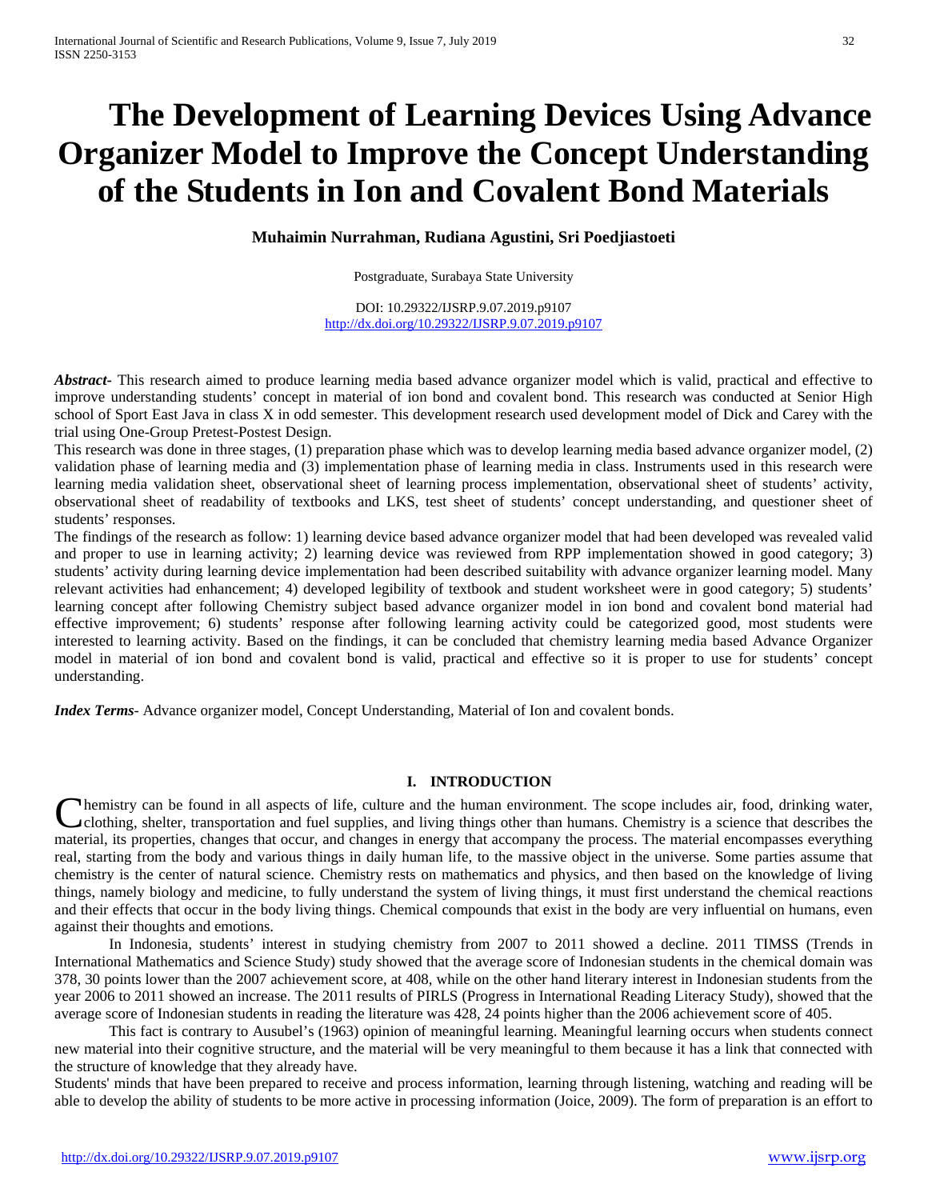# The Development of Learning Devices Using Advance Organizer Model to Improve the Concept Understanding of the Students in Ion and Covalent Bond Materials

**Muhaimin Nurrahman, Rudiana Agustini, Sri Poedjiastoeti**

Postgraduate, Surabaya State University

DOI: 10.29322/IJSRP.9.07.2019.p9107
http://dx.doi.org/10.29322/IJSRP.9.07.2019.p9107

***Abstract***- This research aimed to produce learning media based advance organizer model which is valid, practical and effective to improve understanding students' concept in material of ion bond and covalent bond. This research was conducted at Senior High school of Sport East Java in class X in odd semester. This development research used development model of Dick and Carey with the trial using One-Group Pretest-Postest Design.

This research was done in three stages, (1) preparation phase which was to develop learning media based advance organizer model, (2) validation phase of learning media and (3) implementation phase of learning media in class. Instruments used in this research were learning media validation sheet, observational sheet of learning process implementation, observational sheet of students' activity, observational sheet of readability of textbooks and LKS, test sheet of students' concept understanding, and questioner sheet of students' responses.

The findings of the research as follow: 1) learning device based advance organizer model that had been developed was revealed valid and proper to use in learning activity; 2) learning device was reviewed from RPP implementation showed in good category; 3) students' activity during learning device implementation had been described suitability with advance organizer learning model. Many relevant activities had enhancement; 4) developed legibility of textbook and student worksheet were in good category; 5) students' learning concept after following Chemistry subject based advance organizer model in ion bond and covalent bond material had effective improvement; 6) students' response after following learning activity could be categorized good, most students were interested to learning activity. Based on the findings, it can be concluded that chemistry learning media based Advance Organizer model in material of ion bond and covalent bond is valid, practical and effective so it is proper to use for students' concept understanding.

***Index Terms***- Advance organizer model, Concept Understanding, Material of Ion and covalent bonds.

## I. INTRODUCTION

Chemistry can be found in all aspects of life, culture and the human environment. The scope includes air, food, drinking water, clothing, shelter, transportation and fuel supplies, and living things other than humans. Chemistry is a science that describes the material, its properties, changes that occur, and changes in energy that accompany the process. The material encompasses everything real, starting from the body and various things in daily human life, to the massive object in the universe. Some parties assume that chemistry is the center of natural science. Chemistry rests on mathematics and physics, and then based on the knowledge of living things, namely biology and medicine, to fully understand the system of living things, it must first understand the chemical reactions and their effects that occur in the body living things. Chemical compounds that exist in the body are very influential on humans, even against their thoughts and emotions.

In Indonesia, students' interest in studying chemistry from 2007 to 2011 showed a decline. 2011 TIMSS (Trends in International Mathematics and Science Study) study showed that the average score of Indonesian students in the chemical domain was 378, 30 points lower than the 2007 achievement score, at 408, while on the other hand literary interest in Indonesian students from the year 2006 to 2011 showed an increase. The 2011 results of PIRLS (Progress in International Reading Literacy Study), showed that the average score of Indonesian students in reading the literature was 428, 24 points higher than the 2006 achievement score of 405.

This fact is contrary to Ausubel's (1963) opinion of meaningful learning. Meaningful learning occurs when students connect new material into their cognitive structure, and the material will be very meaningful to them because it has a link that connected with the structure of knowledge that they already have.

Students' minds that have been prepared to receive and process information, learning through listening, watching and reading will be able to develop the ability of students to be more active in processing information (Joice, 2009). The form of preparation is an effort to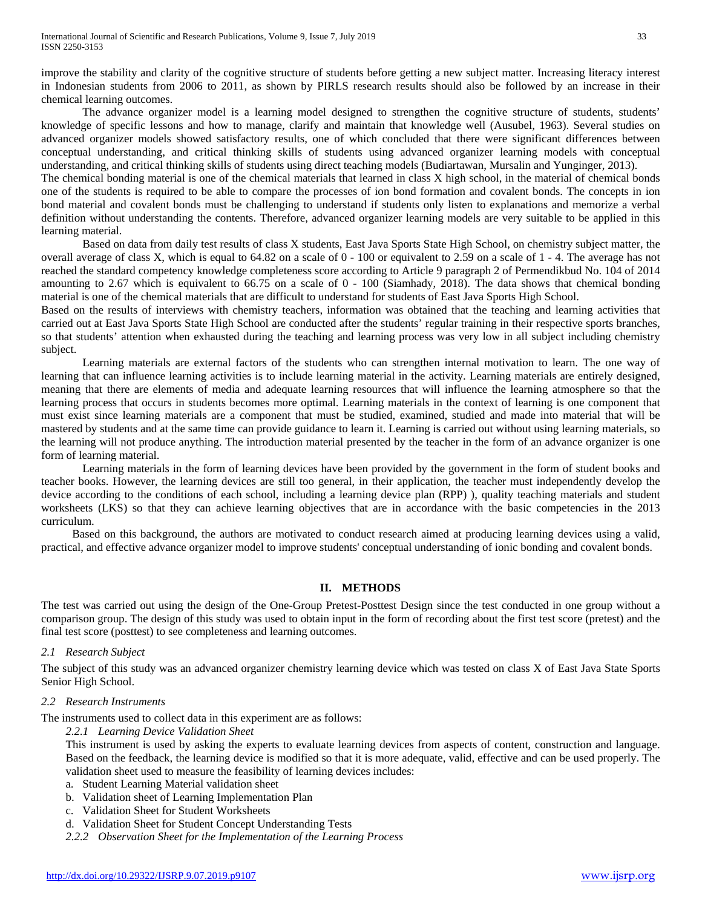improve the stability and clarity of the cognitive structure of students before getting a new subject matter. Increasing literacy interest in Indonesian students from 2006 to 2011, as shown by PIRLS research results should also be followed by an increase in their chemical learning outcomes.

The advance organizer model is a learning model designed to strengthen the cognitive structure of students, students' knowledge of specific lessons and how to manage, clarify and maintain that knowledge well (Ausubel, 1963). Several studies on advanced organizer models showed satisfactory results, one of which concluded that there were significant differences between conceptual understanding, and critical thinking skills of students using advanced organizer learning models with conceptual understanding, and critical thinking skills of students using direct teaching models (Budiartawan, Mursalin and Yunginger, 2013).

The chemical bonding material is one of the chemical materials that learned in class X high school, in the material of chemical bonds one of the students is required to be able to compare the processes of ion bond formation and covalent bonds. The concepts in ion bond material and covalent bonds must be challenging to understand if students only listen to explanations and memorize a verbal definition without understanding the contents. Therefore, advanced organizer learning models are very suitable to be applied in this learning material.

Based on data from daily test results of class X students, East Java Sports State High School, on chemistry subject matter, the overall average of class X, which is equal to 64.82 on a scale of 0 - 100 or equivalent to 2.59 on a scale of 1 - 4. The average has not reached the standard competency knowledge completeness score according to Article 9 paragraph 2 of Permendikbud No. 104 of 2014 amounting to 2.67 which is equivalent to 66.75 on a scale of 0 - 100 (Siamhady, 2018). The data shows that chemical bonding material is one of the chemical materials that are difficult to understand for students of East Java Sports High School.

Based on the results of interviews with chemistry teachers, information was obtained that the teaching and learning activities that carried out at East Java Sports State High School are conducted after the students' regular training in their respective sports branches, so that students' attention when exhausted during the teaching and learning process was very low in all subject including chemistry subject.

Learning materials are external factors of the students who can strengthen internal motivation to learn. The one way of learning that can influence learning activities is to include learning material in the activity. Learning materials are entirely designed, meaning that there are elements of media and adequate learning resources that will influence the learning atmosphere so that the learning process that occurs in students becomes more optimal. Learning materials in the context of learning is one component that must exist since learning materials are a component that must be studied, examined, studied and made into material that will be mastered by students and at the same time can provide guidance to learn it. Learning is carried out without using learning materials, so the learning will not produce anything. The introduction material presented by the teacher in the form of an advance organizer is one form of learning material.

Learning materials in the form of learning devices have been provided by the government in the form of student books and teacher books. However, the learning devices are still too general, in their application, the teacher must independently develop the device according to the conditions of each school, including a learning device plan (RPP) ), quality teaching materials and student worksheets (LKS) so that they can achieve learning objectives that are in accordance with the basic competencies in the 2013 curriculum.

Based on this background, the authors are motivated to conduct research aimed at producing learning devices using a valid, practical, and effective advance organizer model to improve students' conceptual understanding of ionic bonding and covalent bonds.

## II. METHODS

The test was carried out using the design of the One-Group Pretest-Posttest Design since the test conducted in one group without a comparison group. The design of this study was used to obtain input in the form of recording about the first test score (pretest) and the final test score (posttest) to see completeness and learning outcomes.

### *2.1 Research Subject*

The subject of this study was an advanced organizer chemistry learning device which was tested on class X of East Java State Sports Senior High School.

### *2.2 Research Instruments*

The instruments used to collect data in this experiment are as follows:

#### *2.2.1 Learning Device Validation Sheet*

This instrument is used by asking the experts to evaluate learning devices from aspects of content, construction and language. Based on the feedback, the learning device is modified so that it is more adequate, valid, effective and can be used properly. The validation sheet used to measure the feasibility of learning devices includes:

a. Student Learning Material validation sheet
b. Validation sheet of Learning Implementation Plan
c. Validation Sheet for Student Worksheets
d. Validation Sheet for Student Concept Understanding Tests

#### *2.2.2 Observation Sheet for the Implementation of the Learning Process*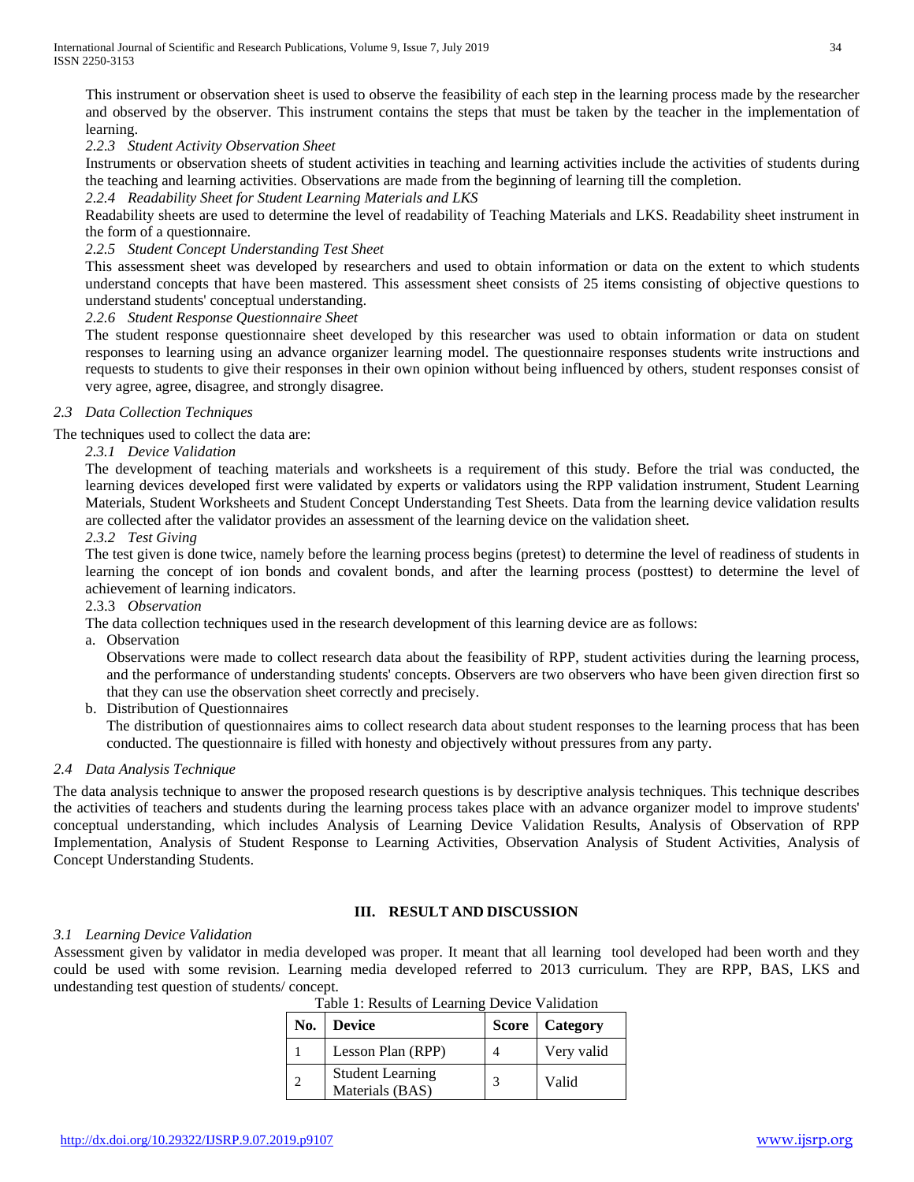This instrument or observation sheet is used to observe the feasibility of each step in the learning process made by the researcher and observed by the observer. This instrument contains the steps that must be taken by the teacher in the implementation of learning.

*2.2.3 Student Activity Observation Sheet*

Instruments or observation sheets of student activities in teaching and learning activities include the activities of students during the teaching and learning activities. Observations are made from the beginning of learning till the completion.

*2.2.4 Readability Sheet for Student Learning Materials and LKS*

Readability sheets are used to determine the level of readability of Teaching Materials and LKS. Readability sheet instrument in the form of a questionnaire.

*2.2.5 Student Concept Understanding Test Sheet*

This assessment sheet was developed by researchers and used to obtain information or data on the extent to which students understand concepts that have been mastered. This assessment sheet consists of 25 items consisting of objective questions to understand students' conceptual understanding.

*2.2.6 Student Response Questionnaire Sheet*

The student response questionnaire sheet developed by this researcher was used to obtain information or data on student responses to learning using an advance organizer learning model. The questionnaire responses students write instructions and requests to students to give their responses in their own opinion without being influenced by others, student responses consist of very agree, agree, disagree, and strongly disagree.

*2.3 Data Collection Techniques*

The techniques used to collect the data are:

*2.3.1 Device Validation*

The development of teaching materials and worksheets is a requirement of this study. Before the trial was conducted, the learning devices developed first were validated by experts or validators using the RPP validation instrument, Student Learning Materials, Student Worksheets and Student Concept Understanding Test Sheets. Data from the learning device validation results are collected after the validator provides an assessment of the learning device on the validation sheet.

*2.3.2 Test Giving*

The test given is done twice, namely before the learning process begins (pretest) to determine the level of readiness of students in learning the concept of ion bonds and covalent bonds, and after the learning process (posttest) to determine the level of achievement of learning indicators.

2.3.3 *Observation*

The data collection techniques used in the research development of this learning device are as follows:

a. Observation

   Observations were made to collect research data about the feasibility of RPP, student activities during the learning process, and the performance of understanding students' concepts. Observers are two observers who have been given direction first so that they can use the observation sheet correctly and precisely.

b. Distribution of Questionnaires

   The distribution of questionnaires aims to collect research data about student responses to the learning process that has been conducted. The questionnaire is filled with honesty and objectively without pressures from any party.

*2.4 Data Analysis Technique*

The data analysis technique to answer the proposed research questions is by descriptive analysis techniques. This technique describes the activities of teachers and students during the learning process takes place with an advance organizer model to improve students' conceptual understanding, which includes Analysis of Learning Device Validation Results, Analysis of Observation of RPP Implementation, Analysis of Student Response to Learning Activities, Observation Analysis of Student Activities, Analysis of Concept Understanding Students.

## III. RESULT AND DISCUSSION

*3.1 Learning Device Validation*

Assessment given by validator in media developed was proper. It meant that all learning tool developed had been worth and they could be used with some revision. Learning media developed referred to 2013 curriculum. They are RPP, BAS, LKS and undestanding test question of students/ concept.

Table 1: Results of Learning Device Validation

| No. | Device | Score | Category |
|---|---|---|---|
| 1 | Lesson Plan (RPP) | 4 | Very valid |
| 2 | Student Learning Materials (BAS) | 3 | Valid |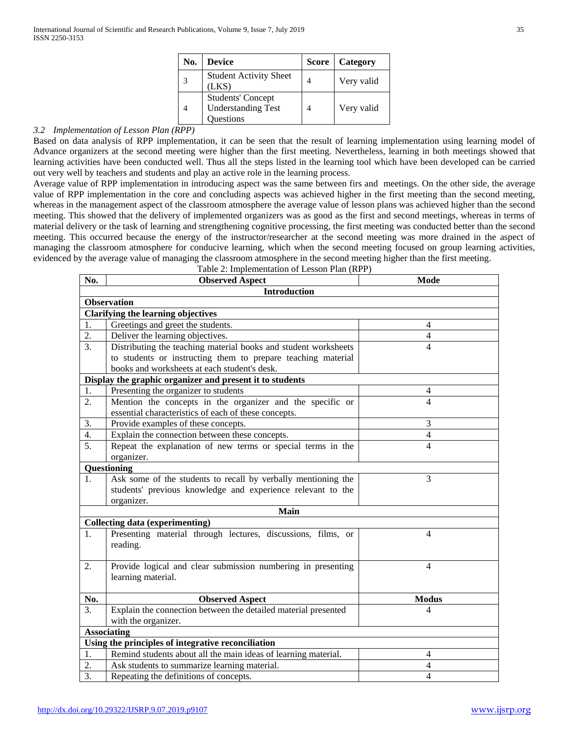| No. | Device | Score | Category |
|---|---|---|---|
| 3 | Student Activity Sheet (LKS) | 4 | Very valid |
| 4 | Students' Concept Understanding Test Questions | 4 | Very valid |

### *3.2 Implementation of Lesson Plan (RPP)*

Based on data analysis of RPP implementation, it can be seen that the result of learning implementation using learning model of Advance organizers at the second meeting were higher than the first meeting. Nevertheless, learning in both meetings showed that learning activities have been conducted well. Thus all the steps listed in the learning tool which have been developed can be carried out very well by teachers and students and play an active role in the learning process.

Average value of RPP implementation in introducing aspect was the same between firs and meetings. On the other side, the average value of RPP implementation in the core and concluding aspects was achieved higher in the first meeting than the second meeting, whereas in the management aspect of the classroom atmosphere the average value of lesson plans was achieved higher than the second meeting. This showed that the delivery of implemented organizers was as good as the first and second meetings, whereas in terms of material delivery or the task of learning and strengthening cognitive processing, the first meeting was conducted better than the second meeting. This occurred because the energy of the instructor/researcher at the second meeting was more drained in the aspect of managing the classroom atmosphere for conducive learning, which when the second meeting focused on group learning activities, evidenced by the average value of managing the classroom atmosphere in the second meeting higher than the first meeting.

Table 2: Implementation of Lesson Plan (RPP)

| No. | Observed Aspect | Mode |
|---|---|---|
| | **Introduction** | |
| **Observation** | | |
| **Clarifying the learning objectives** | | |
| 1. | Greetings and greet the students. | 4 |
| 2. | Deliver the learning objectives. | 4 |
| 3. | Distributing the teaching material books and student worksheets to students or instructing them to prepare teaching material books and worksheets at each student's desk. | 4 |
| **Display the graphic organizer and present it to students** | | |
| 1. | Presenting the organizer to students | 4 |
| 2. | Mention the concepts in the organizer and the specific or essential characteristics of each of these concepts. | 4 |
| 3. | Provide examples of these concepts. | 3 |
| 4. | Explain the connection between these concepts. | 4 |
| 5. | Repeat the explanation of new terms or special terms in the organizer. | 4 |
| **Questioning** | | |
| 1. | Ask some of the students to recall by verbally mentioning the students' previous knowledge and experience relevant to the organizer. | 3 |
| | **Main** | |
| **Collecting data (experimenting)** | | |
| 1. | Presenting material through lectures, discussions, films, or reading. | 4 |
| 2. | Provide logical and clear submission numbering in presenting learning material. | 4 |
| **No.** | **Observed Aspect** | **Modus** |
| 3. | Explain the connection between the detailed material presented with the organizer. | 4 |
| **Associating** | | |
| **Using the principles of integrative reconciliation** | | |
| 1. | Remind students about all the main ideas of learning material. | 4 |
| 2. | Ask students to summarize learning material. | 4 |
| 3. | Repeating the definitions of concepts. | 4 |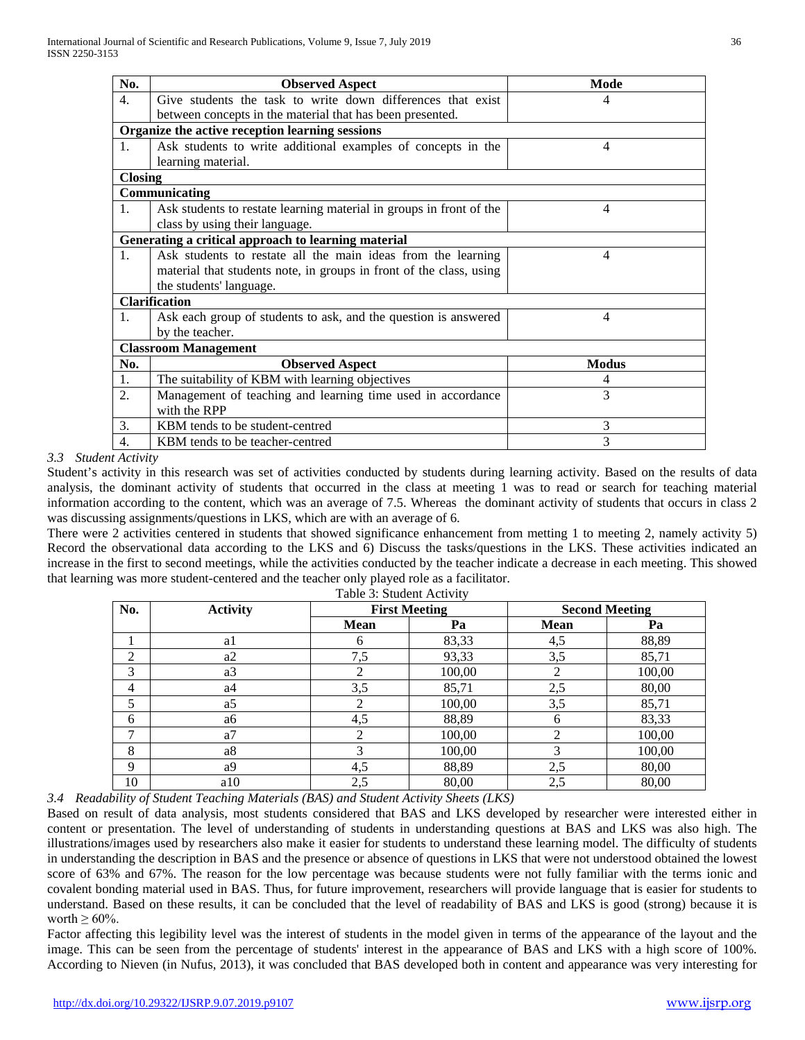| No. | Observed Aspect | Mode |
|---|---|---|
| 4. | Give students the task to write down differences that exist between concepts in the material that has been presented. | 4 |
| **Organize the active reception learning sessions** | | |
| 1. | Ask students to write additional examples of concepts in the learning material. | 4 |
| **Closing** | | |
| **Communicating** | | |
| 1. | Ask students to restate learning material in groups in front of the class by using their language. | 4 |
| **Generating a critical approach to learning material** | | |
| 1. | Ask students to restate all the main ideas from the learning material that students note, in groups in front of the class, using the students' language. | 4 |
| **Clarification** | | |
| 1. | Ask each group of students to ask, and the question is answered by the teacher. | 4 |
| **Classroom Management** | | |
| **No.** | **Observed Aspect** | **Modus** |
| 1. | The suitability of KBM with learning objectives | 4 |
| 2. | Management of teaching and learning time used in accordance with the RPP | 3 |
| 3. | KBM tends to be student-centred | 3 |
| 4. | KBM tends to be teacher-centred | 3 |

### *3.3 Student Activity*

Student's activity in this research was set of activities conducted by students during learning activity. Based on the results of data analysis, the dominant activity of students that occurred in the class at meeting 1 was to read or search for teaching material information according to the content, which was an average of 7.5. Whereas the dominant activity of students that occurs in class 2 was discussing assignments/questions in LKS, which are with an average of 6.

There were 2 activities centered in students that showed significance enhancement from metting 1 to meeting 2, namely activity 5) Record the observational data according to the LKS and 6) Discuss the tasks/questions in the LKS. These activities indicated an increase in the first to second meetings, while the activities conducted by the teacher indicate a decrease in each meeting. This showed that learning was more student-centered and the teacher only played role as a facilitator.

Table 3: Student Activity

| No. | Activity | First Meeting | | Second Meeting | |
|---|---|---|---|---|---|
| | | Mean | Pa | Mean | Pa |
| 1 | a1 | 6 | 83,33 | 4,5 | 88,89 |
| 2 | a2 | 7,5 | 93,33 | 3,5 | 85,71 |
| 3 | a3 | 2 | 100,00 | 2 | 100,00 |
| 4 | a4 | 3,5 | 85,71 | 2,5 | 80,00 |
| 5 | a5 | 2 | 100,00 | 3,5 | 85,71 |
| 6 | a6 | 4,5 | 88,89 | 6 | 83,33 |
| 7 | a7 | 2 | 100,00 | 2 | 100,00 |
| 8 | a8 | 3 | 100,00 | 3 | 100,00 |
| 9 | a9 | 4,5 | 88,89 | 2,5 | 80,00 |
| 10 | a10 | 2,5 | 80,00 | 2,5 | 80,00 |

### *3.4 Readability of Student Teaching Materials (BAS) and Student Activity Sheets (LKS)*

Based on result of data analysis, most students considered that BAS and LKS developed by researcher were interested either in content or presentation. The level of understanding of students in understanding questions at BAS and LKS was also high. The illustrations/images used by researchers also make it easier for students to understand these learning model. The difficulty of students in understanding the description in BAS and the presence or absence of questions in LKS that were not understood obtained the lowest score of 63% and 67%. The reason for the low percentage was because students were not fully familiar with the terms ionic and covalent bonding material used in BAS. Thus, for future improvement, researchers will provide language that is easier for students to understand. Based on these results, it can be concluded that the level of readability of BAS and LKS is good (strong) because it is worth $\geq 60\%$.

Factor affecting this legibility level was the interest of students in the model given in terms of the appearance of the layout and the image. This can be seen from the percentage of students' interest in the appearance of BAS and LKS with a high score of 100%. According to Nieven (in Nufus, 2013), it was concluded that BAS developed both in content and appearance was very interesting for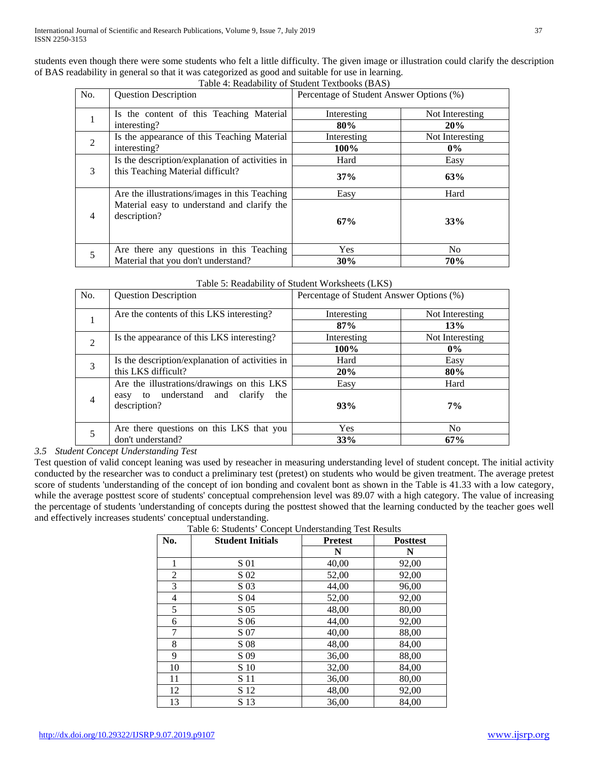students even though there were some students who felt a little difficulty. The given image or illustration could clarify the description of BAS readability in general so that it was categorized as good and suitable for use in learning.

Table 4: Readability of Student Textbooks (BAS)

| No. | Question Description | Percentage of Student Answer Options (%) | |
|---|---|---|---|
| 1 | Is the content of this Teaching Material interesting? | Interesting | Not Interesting |
| | | **80%** | **20%** |
| 2 | Is the appearance of this Teaching Material interesting? | Interesting | Not Interesting |
| | | **100%** | **0%** |
| 3 | Is the description/explanation of activities in this Teaching Material difficult? | Hard | Easy |
| | | **37%** | **63%** |
| 4 | Are the illustrations/images in this Teaching Material easy to understand and clarify the description? | Easy | Hard |
| | | **67%** | **33%** |
| 5 | Are there any questions in this Teaching Material that you don't understand? | Yes | No |
| | | **30%** | **70%** |

Table 5: Readability of Student Worksheets (LKS)

| No. | Question Description | Percentage of Student Answer Options (%) | |
|---|---|---|---|
| 1 | Are the contents of this LKS interesting? | Interesting | Not Interesting |
| | | **87%** | **13%** |
| 2 | Is the appearance of this LKS interesting? | Interesting | Not Interesting |
| | | **100%** | **0%** |
| 3 | Is the description/explanation of activities in this LKS difficult? | Hard | Easy |
| | | **20%** | **80%** |
| 4 | Are the illustrations/drawings on this LKS easy to understand and clarify the description? | Easy | Hard |
| | | **93%** | **7%** |
| 5 | Are there questions on this LKS that you don't understand? | Yes | No |
| | | **33%** | **67%** |

### *3.5 Student Concept Understanding Test*

Test question of valid concept leaning was used by reseacher in measuring understanding level of student concept. The initial activity conducted by the researcher was to conduct a preliminary test (pretest) on students who would be given treatment. The average pretest score of students 'understanding of the concept of ion bonding and covalent bont as shown in the Table is 41.33 with a low category, while the average posttest score of students' conceptual comprehension level was 89.07 with a high category. The value of increasing the percentage of students 'understanding of concepts during the posttest showed that the learning conducted by the teacher goes well and effectively increases students' conceptual understanding.

Table 6: Students' Concept Understanding Test Results

| **No.** | **Student Initials** | **Pretest** | **Posttest** |
|---|---|---|---|
| | | **N** | **N** |
| 1 | S 01 | 40,00 | 92,00 |
| 2 | S 02 | 52,00 | 92,00 |
| 3 | S 03 | 44,00 | 96,00 |
| 4 | S 04 | 52,00 | 92,00 |
| 5 | S 05 | 48,00 | 80,00 |
| 6 | S 06 | 44,00 | 92,00 |
| 7 | S 07 | 40,00 | 88,00 |
| 8 | S 08 | 48,00 | 84,00 |
| 9 | S 09 | 36,00 | 88,00 |
| 10 | S 10 | 32,00 | 84,00 |
| 11 | S 11 | 36,00 | 80,00 |
| 12 | S 12 | 48,00 | 92,00 |
| 13 | S 13 | 36,00 | 84,00 |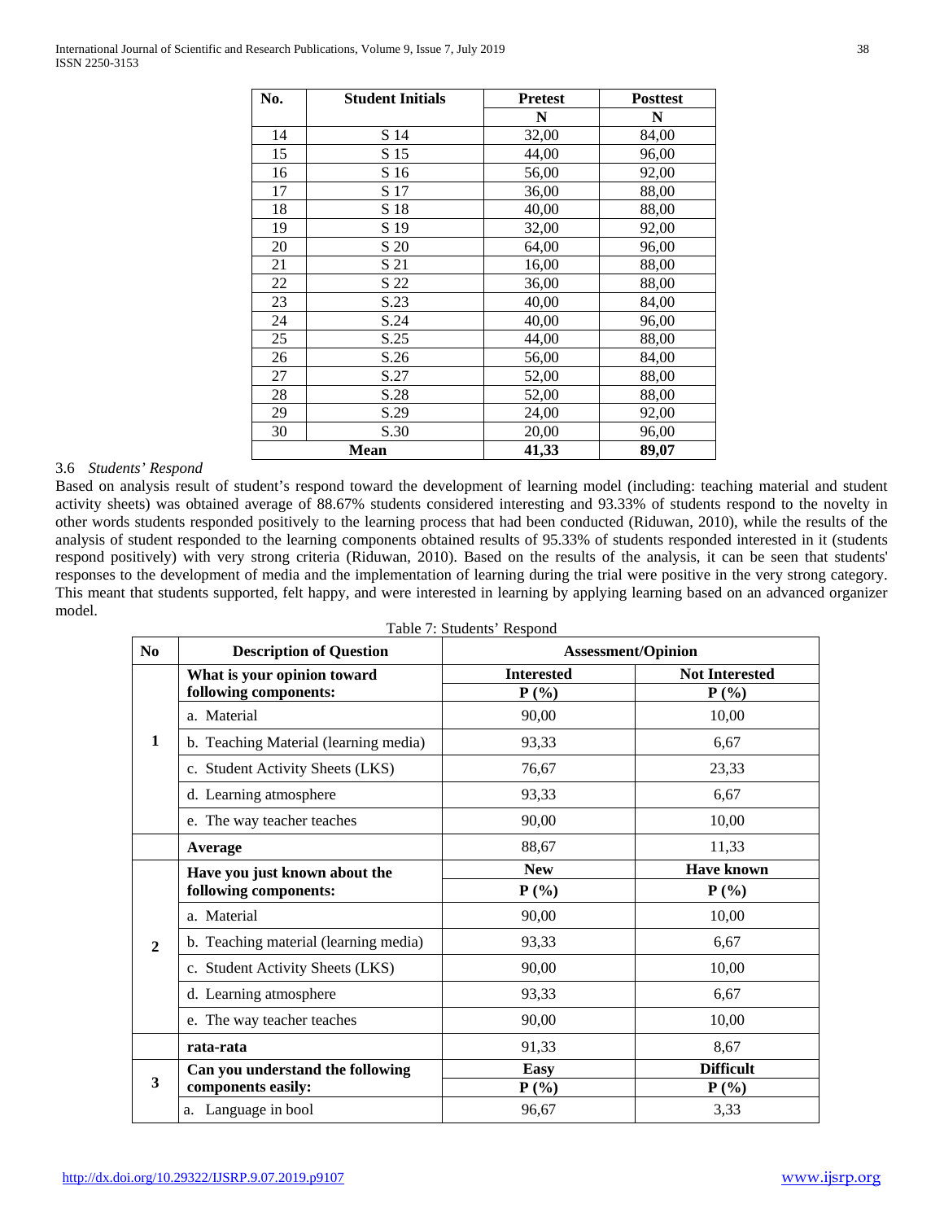| No. | Student Initials | Pretest | Posttest |
|---|---|---|---|
| | | N | N |
| 14 | S 14 | 32,00 | 84,00 |
| 15 | S 15 | 44,00 | 96,00 |
| 16 | S 16 | 56,00 | 92,00 |
| 17 | S 17 | 36,00 | 88,00 |
| 18 | S 18 | 40,00 | 88,00 |
| 19 | S 19 | 32,00 | 92,00 |
| 20 | S 20 | 64,00 | 96,00 |
| 21 | S 21 | 16,00 | 88,00 |
| 22 | S 22 | 36,00 | 88,00 |
| 23 | S.23 | 40,00 | 84,00 |
| 24 | S.24 | 40,00 | 96,00 |
| 25 | S.25 | 44,00 | 88,00 |
| 26 | S.26 | 56,00 | 84,00 |
| 27 | S.27 | 52,00 | 88,00 |
| 28 | S.28 | 52,00 | 88,00 |
| 29 | S.29 | 24,00 | 92,00 |
| 30 | S.30 | 20,00 | 96,00 |
| **Mean** | | **41,33** | **89,07** |

### 3.6 *Students' Respond*

Based on analysis result of student's respond toward the development of learning model (including: teaching material and student activity sheets) was obtained average of 88.67% students considered interesting and 93.33% of students respond to the novelty in other words students responded positively to the learning process that had been conducted (Riduwan, 2010), while the results of the analysis of student responded to the learning components obtained results of 95.33% of students responded interested in it (students respond positively) with very strong criteria (Riduwan, 2010). Based on the results of the analysis, it can be seen that students' responses to the development of media and the implementation of learning during the trial were positive in the very strong category. This meant that students supported, felt happy, and were interested in learning by applying learning based on an advanced organizer model.

Table 7: Students' Respond

| No | Description of Question | Assessment/Opinion | |
|---|---|---|---|
| 1 | **What is your opinion toward following components:** | **Interested** P (%) | **Not Interested** P (%) |
| | a. Material | 90,00 | 10,00 |
| | b. Teaching Material (learning media) | 93,33 | 6,67 |
| | c. Student Activity Sheets (LKS) | 76,67 | 23,33 |
| | d. Learning atmosphere | 93,33 | 6,67 |
| | e. The way teacher teaches | 90,00 | 10,00 |
| | **Average** | 88,67 | 11,33 |
| 2 | **Have you just known about the following components:** | **New** P (%) | **Have known** P (%) |
| | a. Material | 90,00 | 10,00 |
| | b. Teaching material (learning media) | 93,33 | 6,67 |
| | c. Student Activity Sheets (LKS) | 90,00 | 10,00 |
| | d. Learning atmosphere | 93,33 | 6,67 |
| | e. The way teacher teaches | 90,00 | 10,00 |
| | **rata-rata** | 91,33 | 8,67 |
| 3 | **Can you understand the following components easily:** | **Easy** P (%) | **Difficult** P (%) |
| | a. Language in bool | 96,67 | 3,33 |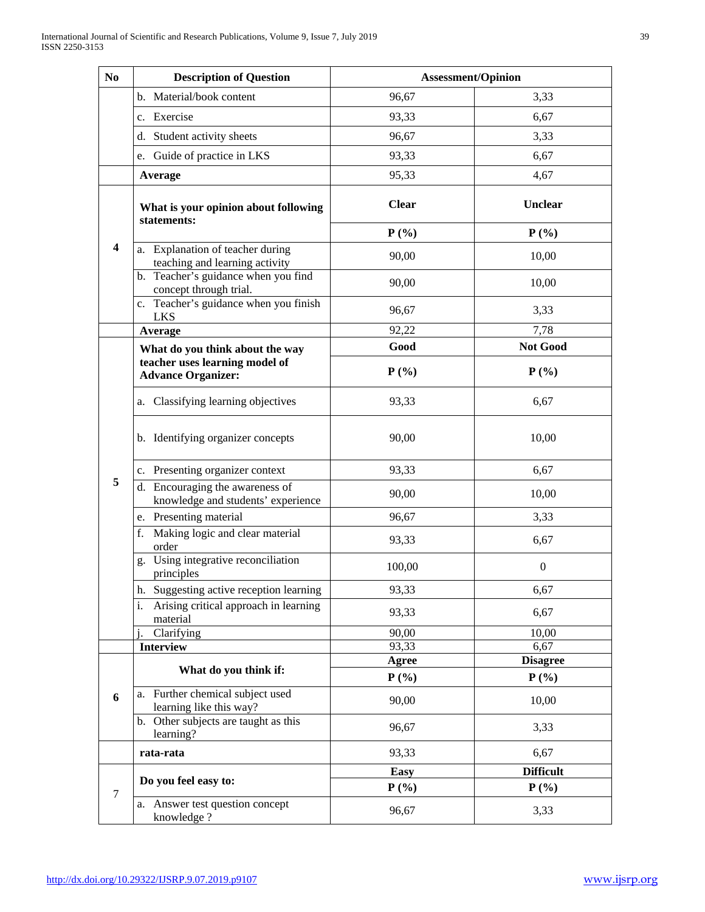| No | Description of Question | Assessment/Opinion | |
|---|---|---|---|
| | b. Material/book content | 96,67 | 3,33 |
| | c. Exercise | 93,33 | 6,67 |
| | d. Student activity sheets | 96,67 | 3,33 |
| | e. Guide of practice in LKS | 93,33 | 6,67 |
| | **Average** | 95,33 | 4,67 |
| 4 | **What is your opinion about following statements:** | **Clear** | **Unclear** |
| | | **P (%)** | **P (%)** |
| | a. Explanation of teacher during teaching and learning activity | 90,00 | 10,00 |
| | b. Teacher's guidance when you find concept through trial. | 90,00 | 10,00 |
| | c. Teacher's guidance when you finish LKS | 96,67 | 3,33 |
| | **Average** | 92,22 | 7,78 |
| 5 | **What do you think about the way teacher uses learning model of Advance Organizer:** | **Good** | **Not Good** |
| | | **P (%)** | **P (%)** |
| | a. Classifying learning objectives | 93,33 | 6,67 |
| | b. Identifying organizer concepts | 90,00 | 10,00 |
| | c. Presenting organizer context | 93,33 | 6,67 |
| | d. Encouraging the awareness of knowledge and students' experience | 90,00 | 10,00 |
| | e. Presenting material | 96,67 | 3,33 |
| | f. Making logic and clear material order | 93,33 | 6,67 |
| | g. Using integrative reconciliation principles | 100,00 | 0 |
| | h. Suggesting active reception learning | 93,33 | 6,67 |
| | i. Arising critical approach in learning material | 93,33 | 6,67 |
| | j. Clarifying | 90,00 | 10,00 |
| | **Interview** | 93,33 | 6,67 |
| 6 | **What do you think if:** | **Agree** | **Disagree** |
| | | **P (%)** | **P (%)** |
| | a. Further chemical subject used learning like this way? | 90,00 | 10,00 |
| | b. Other subjects are taught as this learning? | 96,67 | 3,33 |
| | **rata-rata** | 93,33 | 6,67 |
| 7 | **Do you feel easy to:** | **Easy** | **Difficult** |
| | | **P (%)** | **P (%)** |
| | a. Answer test question concept knowledge ? | 96,67 | 3,33 |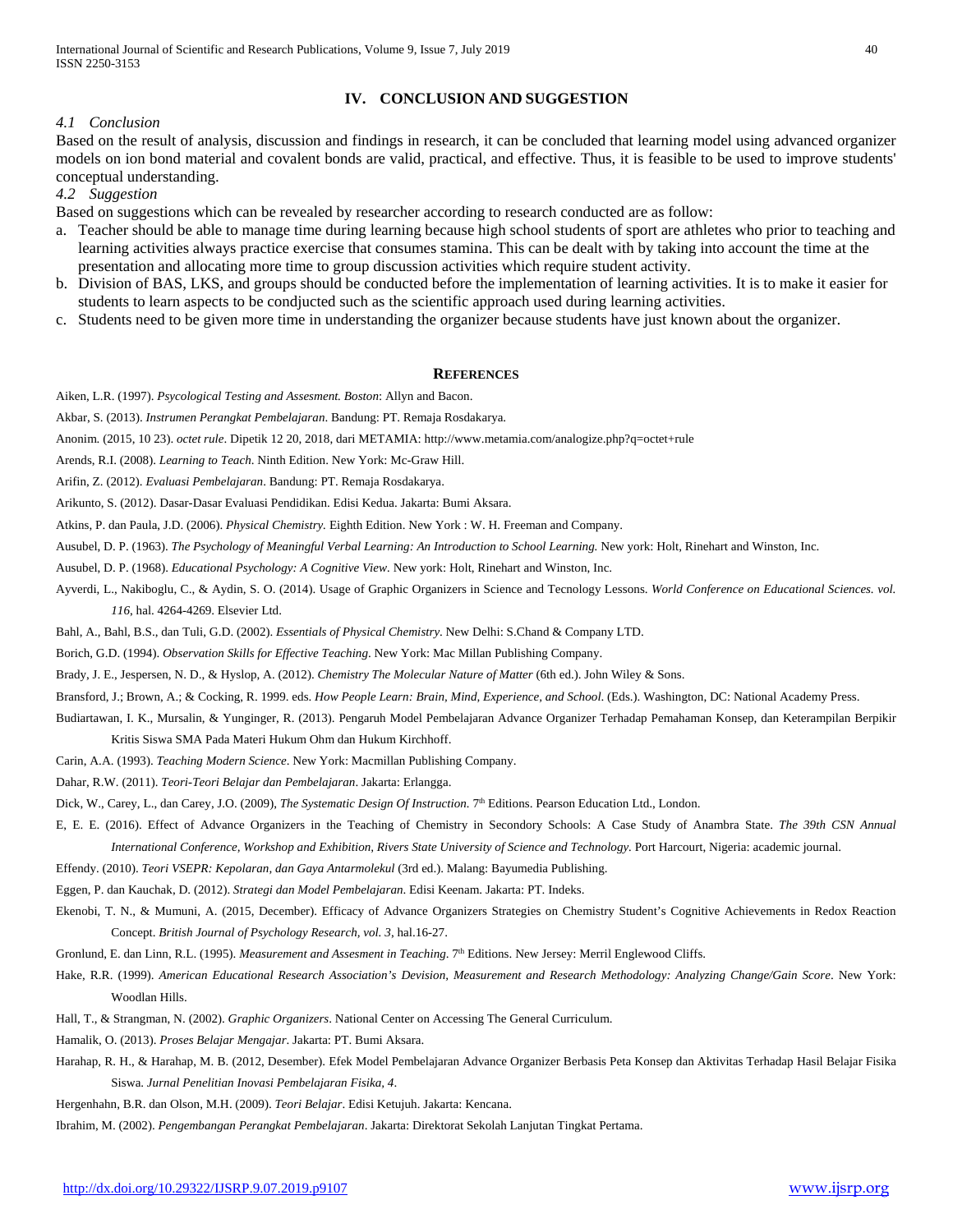## IV. CONCLUSION AND SUGGESTION

### *4.1 Conclusion*

Based on the result of analysis, discussion and findings in research, it can be concluded that learning model using advanced organizer models on ion bond material and covalent bonds are valid, practical, and effective. Thus, it is feasible to be used to improve students' conceptual understanding.

### *4.2 Suggestion*

Based on suggestions which can be revealed by researcher according to research conducted are as follow:

a. Teacher should be able to manage time during learning because high school students of sport are athletes who prior to teaching and learning activities always practice exercise that consumes stamina. This can be dealt with by taking into account the time at the presentation and allocating more time to group discussion activities which require student activity.
b. Division of BAS, LKS, and groups should be conducted before the implementation of learning activities. It is to make it easier for students to learn aspects to be condjucted such as the scientific approach used during learning activities.
c. Students need to be given more time in understanding the organizer because students have just known about the organizer.

## REFERENCES

Aiken, L.R. (1997). *Psycological Testing and Assesment. Boston*: Allyn and Bacon.

Akbar, S. (2013). *Instrumen Perangkat Pembelajaran*. Bandung: PT. Remaja Rosdakarya.

Anonim. (2015, 10 23). *octet rule*. Dipetik 12 20, 2018, dari METAMIA: http://www.metamia.com/analogize.php?q=octet+rule

Arends, R.I. (2008). *Learning to Teach*. Ninth Edition. New York: Mc-Graw Hill.

Arifin, Z. (2012). *Evaluasi Pembelajaran*. Bandung: PT. Remaja Rosdakarya.

Arikunto, S. (2012). Dasar-Dasar Evaluasi Pendidikan. Edisi Kedua. Jakarta: Bumi Aksara.

Atkins, P. dan Paula, J.D. (2006). *Physical Chemistry.* Eighth Edition. New York : W. H. Freeman and Company.

Ausubel, D. P. (1963). *The Psychology of Meaningful Verbal Learning: An Introduction to School Learning.* New york: Holt, Rinehart and Winston, Inc.

Ausubel, D. P. (1968). *Educational Psychology: A Cognitive View*. New york: Holt, Rinehart and Winston, Inc.

Ayverdi, L., Nakiboglu, C., & Aydin, S. O. (2014). Usage of Graphic Organizers in Science and Tecnology Lessons. *World Conference on Educational Sciences. vol. 116*, hal. 4264-4269. Elsevier Ltd.

Bahl, A., Bahl, B.S., dan Tuli, G.D. (2002). *Essentials of Physical Chemistry*. New Delhi: S.Chand & Company LTD.

Borich, G.D. (1994). *Observation Skills for Effective Teaching*. New York: Mac Millan Publishing Company.

Brady, J. E., Jespersen, N. D., & Hyslop, A. (2012). *Chemistry The Molecular Nature of Matter* (6th ed.). John Wiley & Sons.

Bransford, J.; Brown, A.; & Cocking, R. 1999. eds. *How People Learn: Brain, Mind, Experience, and School*. (Eds.). Washington, DC: National Academy Press.

Budiartawan, I. K., Mursalin, & Yunginger, R. (2013). Pengaruh Model Pembelajaran Advance Organizer Terhadap Pemahaman Konsep, dan Keterampilan Berpikir Kritis Siswa SMA Pada Materi Hukum Ohm dan Hukum Kirchhoff.

Carin, A.A. (1993). *Teaching Modern Science*. New York: Macmillan Publishing Company.

Dahar, R.W. (2011). *Teori-Teori Belajar dan Pembelajaran*. Jakarta: Erlangga.

Dick, W., Carey, L., dan Carey, J.O. (2009), *The Systematic Design Of Instruction*. 7th Editions. Pearson Education Ltd., London.

E, E. E. (2016). Effect of Advance Organizers in the Teaching of Chemistry in Secondory Schools: A Case Study of Anambra State. *The 39th CSN Annual International Conference, Workshop and Exhibition, Rivers State University of Science and Technology.* Port Harcourt, Nigeria: academic journal.

Effendy. (2010). *Teori VSEPR: Kepolaran, dan Gaya Antarmolekul* (3rd ed.). Malang: Bayumedia Publishing.

Eggen, P. dan Kauchak, D. (2012). *Strategi dan Model Pembelajaran*. Edisi Keenam. Jakarta: PT. Indeks.

Ekenobi, T. N., & Mumuni, A. (2015, December). Efficacy of Advance Organizers Strategies on Chemistry Student's Cognitive Achievements in Redox Reaction Concept. *British Journal of Psychology Research, vol. 3*, hal.16-27.

Gronlund, E. dan Linn, R.L. (1995). *Measurement and Assesment in Teaching*. 7th Editions. New Jersey: Merril Englewood Cliffs.

Hake, R.R. (1999). *American Educational Research Association's Devision, Measurement and Research Methodology: Analyzing Change/Gain Score*. New York: Woodlan Hills.

Hall, T., & Strangman, N. (2002). *Graphic Organizers*. National Center on Accessing The General Curriculum.

Hamalik, O. (2013). *Proses Belajar Mengajar*. Jakarta: PT. Bumi Aksara.

Harahap, R. H., & Harahap, M. B. (2012, Desember). Efek Model Pembelajaran Advance Organizer Berbasis Peta Konsep dan Aktivitas Terhadap Hasil Belajar Fisika Siswa. *Jurnal Penelitian Inovasi Pembelajaran Fisika, 4*.

Hergenhahn, B.R. dan Olson, M.H. (2009). *Teori Belajar*. Edisi Ketujuh. Jakarta: Kencana.

Ibrahim, M. (2002). *Pengembangan Perangkat Pembelajaran*. Jakarta: Direktorat Sekolah Lanjutan Tingkat Pertama.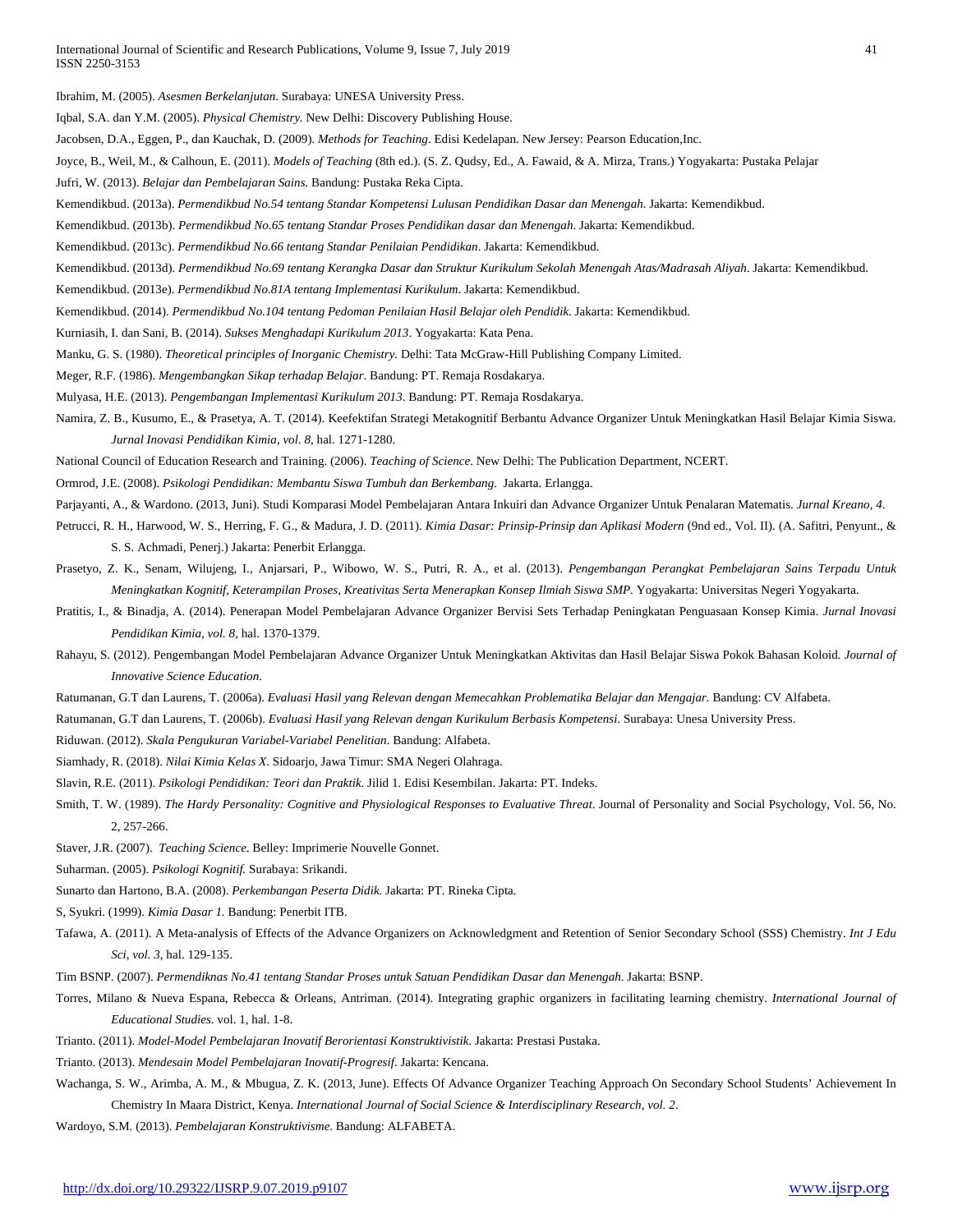Ibrahim, M. (2005). *Asesmen Berkelanjutan*. Surabaya: UNESA University Press.

Iqbal, S.A. dan Y.M. (2005). *Physical Chemistry*. New Delhi: Discovery Publishing House.

Jacobsen, D.A., Eggen, P., dan Kauchak, D. (2009). *Methods for Teaching*. Edisi Kedelapan. New Jersey: Pearson Education,Inc.

Joyce, B., Weil, M., & Calhoun, E. (2011). *Models of Teaching* (8th ed.). (S. Z. Qudsy, Ed., A. Fawaid, & A. Mirza, Trans.) Yogyakarta: Pustaka Pelajar

Jufri, W. (2013). *Belajar dan Pembelajaran Sains.* Bandung: Pustaka Reka Cipta.

Kemendikbud. (2013a). *Permendikbud No.54 tentang Standar Kompetensi Lulusan Pendidikan Dasar dan Menengah*. Jakarta: Kemendikbud.

Kemendikbud. (2013b). *Permendikbud No.65 tentang Standar Proses Pendidikan dasar dan Menengah*. Jakarta: Kemendikbud.

Kemendikbud. (2013c). *Permendikbud No.66 tentang Standar Penilaian Pendidikan*. Jakarta: Kemendikbud.

Kemendikbud. (2013d). *Permendikbud No.69 tentang Kerangka Dasar dan Struktur Kurikulum Sekolah Menengah Atas/Madrasah Aliyah*. Jakarta: Kemendikbud.

Kemendikbud. (2013e). *Permendikbud No.81A tentang Implementasi Kurikulum*. Jakarta: Kemendikbud.

Kemendikbud. (2014). *Permendikbud No.104 tentang Pedoman Penilaian Hasil Belajar oleh Pendidik*. Jakarta: Kemendikbud.

Kurniasih, I. dan Sani, B. (2014). *Sukses Menghadapi Kurikulum 2013*. Yogyakarta: Kata Pena.

Manku, G. S. (1980). *Theoretical principles of Inorganic Chemistry.* Delhi: Tata McGraw-Hill Publishing Company Limited.

Meger, R.F. (1986). *Mengembangkan Sikap terhadap Belajar*. Bandung: PT. Remaja Rosdakarya.

Mulyasa, H.E. (2013). *Pengembangan Implementasi Kurikulum 2013*. Bandung: PT. Remaja Rosdakarya.

Namira, Z. B., Kusumo, E., & Prasetya, A. T. (2014). Keefektifan Strategi Metakognitif Berbantu Advance Organizer Untuk Meningkatkan Hasil Belajar Kimia Siswa. *Jurnal Inovasi Pendidikan Kimia, vol. 8*, hal. 1271-1280.

National Council of Education Research and Training. (2006). *Teaching of Science*. New Delhi: The Publication Department, NCERT.

Ormrod, J.E. (2008). *Psikologi Pendidikan: Membantu Siswa Tumbuh dan Berkembang*. Jakarta. Erlangga.

Parjayanti, A., & Wardono. (2013, Juni). Studi Komparasi Model Pembelajaran Antara Inkuiri dan Advance Organizer Untuk Penalaran Matematis. *Jurnal Kreano, 4*.

Petrucci, R. H., Harwood, W. S., Herring, F. G., & Madura, J. D. (2011). *Kimia Dasar: Prinsip-Prinsip dan Aplikasi Modern* (9nd ed., Vol. II). (A. Safitri, Penyunt., & S. S. Achmadi, Penerj.) Jakarta: Penerbit Erlangga.

Prasetyo, Z. K., Senam, Wilujeng, I., Anjarsari, P., Wibowo, W. S., Putri, R. A., et al. (2013). *Pengembangan Perangkat Pembelajaran Sains Terpadu Untuk Meningkatkan Kognitif, Keterampilan Proses, Kreativitas Serta Menerapkan Konsep Ilmiah Siswa SMP*. Yogyakarta: Universitas Negeri Yogyakarta.

Pratitis, I., & Binadja, A. (2014). Penerapan Model Pembelajaran Advance Organizer Bervisi Sets Terhadap Peningkatan Penguasaan Konsep Kimia. *Jurnal Inovasi Pendidikan Kimia, vol. 8*, hal. 1370-1379.

Rahayu, S. (2012). Pengembangan Model Pembelajaran Advance Organizer Untuk Meningkatkan Aktivitas dan Hasil Belajar Siswa Pokok Bahasan Koloid. *Journal of Innovative Science Education*.

Ratumanan, G.T dan Laurens, T. (2006a). *Evaluasi Hasil yang Relevan dengan Memecahkan Problematika Belajar dan Mengajar*. Bandung: CV Alfabeta.

Ratumanan, G.T dan Laurens, T. (2006b). *Evaluasi Hasil yang Relevan dengan Kurikulum Berbasis Kompetensi.* Surabaya: Unesa University Press.

Riduwan. (2012). *Skala Pengukuran Variabel-Variabel Penelitian*. Bandung: Alfabeta.

Siamhady, R. (2018). *Nilai Kimia Kelas X*. Sidoarjo, Jawa Timur: SMA Negeri Olahraga.

Slavin, R.E. (2011). *Psikologi Pendidikan: Teori dan Praktik*. Jilid 1. Edisi Kesembilan. Jakarta: PT. Indeks.

Smith, T. W. (1989). *The Hardy Personality: Cognitive and Physiological Responses to Evaluative Threat*. Journal of Personality and Social Psychology, Vol. 56, No. 2, 257-266.

Staver, J.R. (2007). *Teaching Science*. Belley: Imprimerie Nouvelle Gonnet.

Suharman. (2005). *Psikologi Kognitif.* Surabaya: Srikandi.

Sunarto dan Hartono, B.A. (2008). *Perkembangan Peserta Didik*. Jakarta: PT. Rineka Cipta.

S, Syukri. (1999). *Kimia Dasar 1.* Bandung: Penerbit ITB.

Tafawa, A. (2011). A Meta-analysis of Effects of the Advance Organizers on Acknowledgment and Retention of Senior Secondary School (SSS) Chemistry. *Int J Edu Sci, vol. 3*, hal. 129-135.

Tim BSNP. (2007). *Permendiknas No.41 tentang Standar Proses untuk Satuan Pendidikan Dasar dan Menengah*. Jakarta: BSNP.

Torres, Milano & Nueva Espana, Rebecca & Orleans, Antriman. (2014). Integrating graphic organizers in facilitating learning chemistry. *International Journal of Educational Studies*. vol. 1, hal. 1-8.

Trianto. (2011). *Model-Model Pembelajaran Inovatif Berorientasi Konstruktivistik*. Jakarta: Prestasi Pustaka.

Trianto. (2013). *Mendesain Model Pembelajaran Inovatif-Progresif*. Jakarta: Kencana.

Wachanga, S. W., Arimba, A. M., & Mbugua, Z. K. (2013, June). Effects Of Advance Organizer Teaching Approach On Secondary School Students' Achievement In Chemistry In Maara District, Kenya. *International Journal of Social Science & Interdisciplinary Research, vol. 2*.

Wardoyo, S.M. (2013). *Pembelajaran Konstruktivisme*. Bandung: ALFABETA.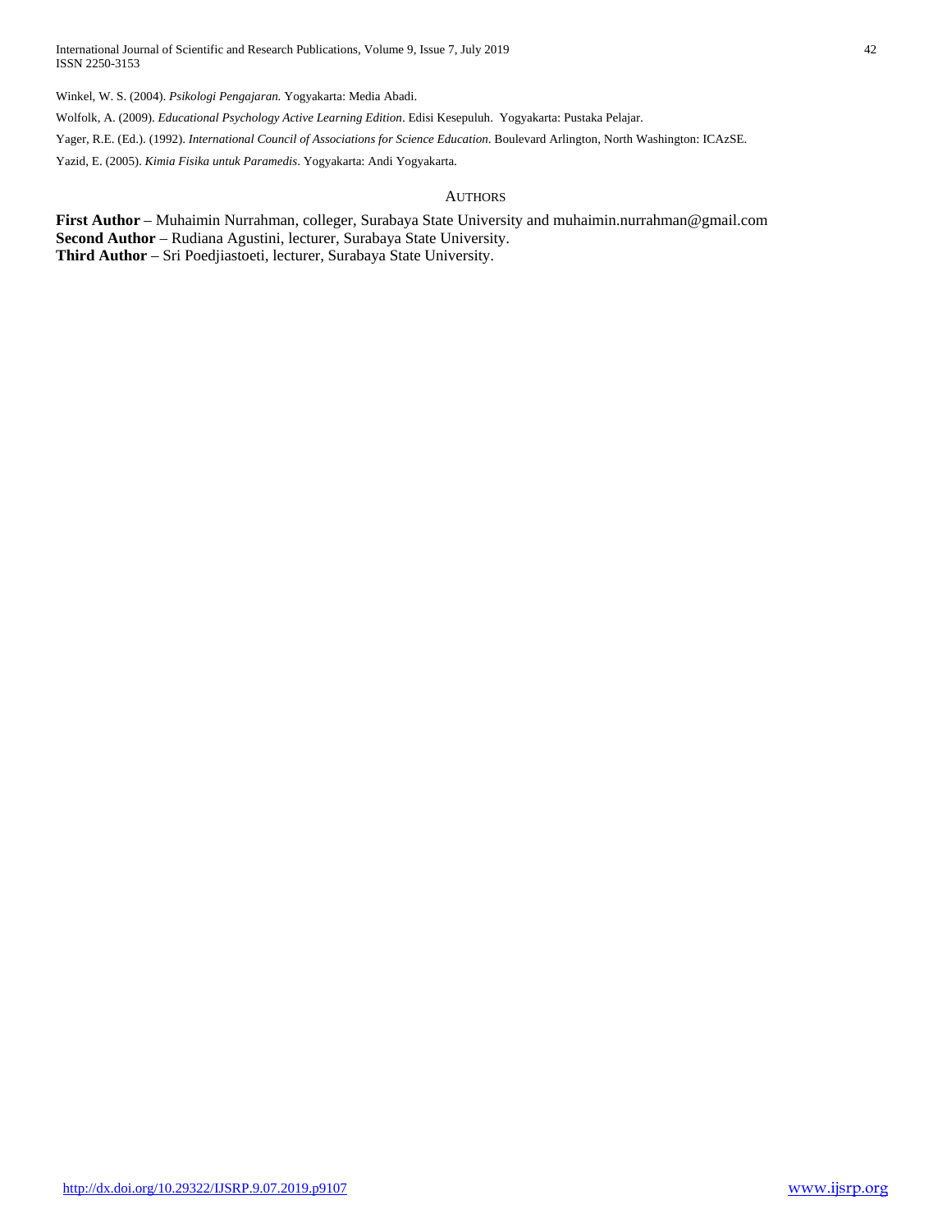Winkel, W. S. (2004). *Psikologi Pengajaran.* Yogyakarta: Media Abadi.

Wolfolk, A. (2009). *Educational Psychology Active Learning Edition*. Edisi Kesepuluh. Yogyakarta: Pustaka Pelajar.

Yager, R.E. (Ed.). (1992). *International Council of Associations for Science Education*. Boulevard Arlington, North Washington: ICAzSE.

Yazid, E. (2005). *Kimia Fisika untuk Paramedis*. Yogyakarta: Andi Yogyakarta.

## AUTHORS

**First Author** – Muhaimin Nurrahman, colleger, Surabaya State University and muhaimin.nurrahman@gmail.com
**Second Author** – Rudiana Agustini, lecturer, Surabaya State University.
**Third Author** – Sri Poedjiastoeti, lecturer, Surabaya State University.